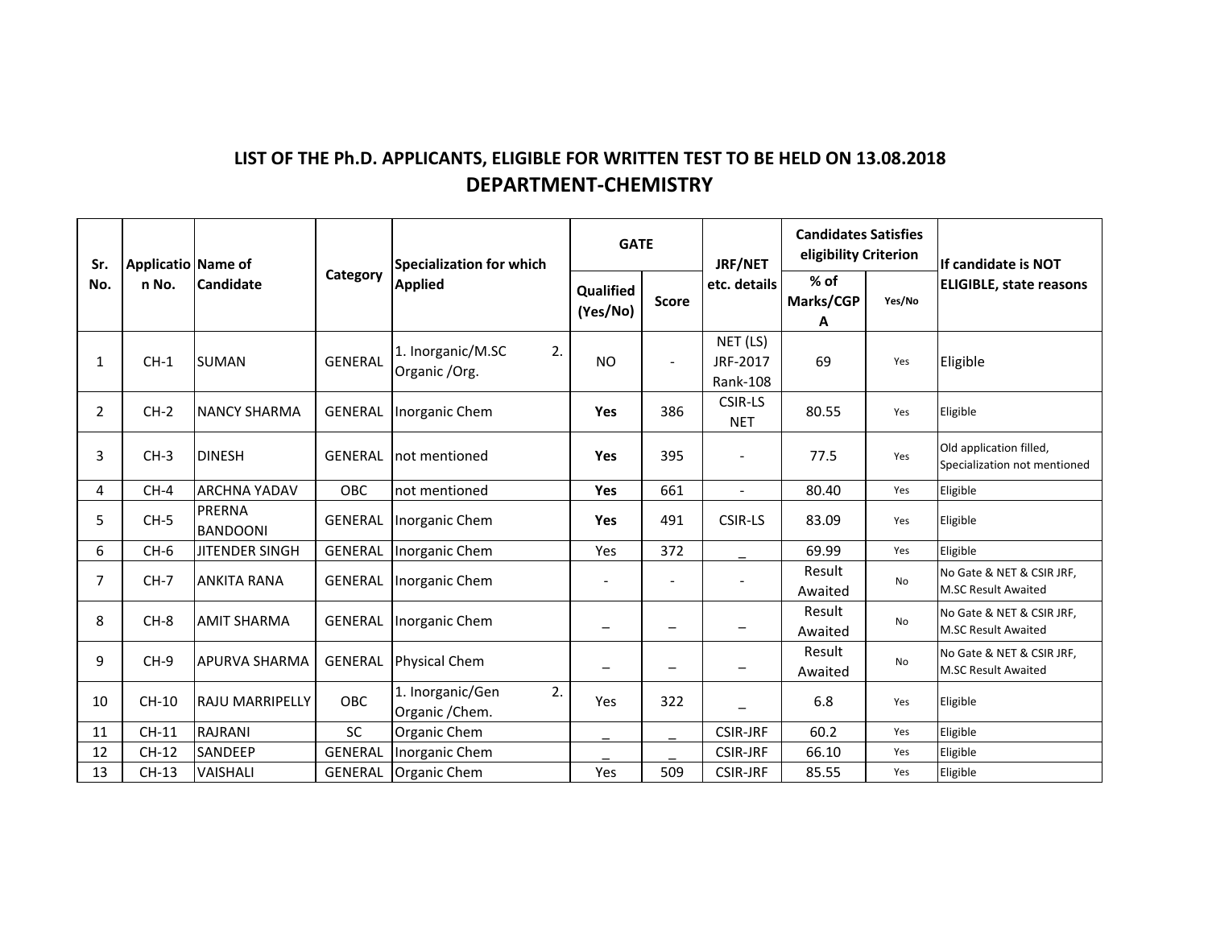## LIST OF THE Ph.D. APPLICANTS, ELIGIBLE FOR WRITTEN TEST TO BE HELD ON 13.08.2018

## DEPARTMENT-CHEMISTRY

| Sr. No. | Application No. | Name of Candidate | Category | Specialization for which Applied | GATE | | JRF/NET etc. details | Candidates Satisfies eligibility Criterion | | If candidate is NOT ELIGIBLE, state reasons |
|---|---|---|---|---|---|---|---|---|---|---|
| | | | | | Qualified (Yes/No) | Score | | % of Marks/CGPA | Yes/No | |
| 1 | CH-1 | SUMAN | GENERAL | 1. Inorganic/M.SC 2. Organic /Org. | NO | - | NET (LS) JRF-2017 Rank-108 | 69 | Yes | Eligible |
| 2 | CH-2 | NANCY SHARMA | GENERAL | Inorganic Chem | **Yes** | 386 | CSIR-LS NET | 80.55 | Yes | Eligible |
| 3 | CH-3 | DINESH | GENERAL | not mentioned | **Yes** | 395 | - | 77.5 | Yes | Old application filled, Specialization not mentioned |
| 4 | CH-4 | ARCHNA YADAV | OBC | not mentioned | **Yes** | 661 | - | 80.40 | Yes | Eligible |
| 5 | CH-5 | PRERNA BANDOONI | GENERAL | Inorganic Chem | **Yes** | 491 | CSIR-LS | 83.09 | Yes | Eligible |
| 6 | CH-6 | JITENDER SINGH | GENERAL | Inorganic Chem | Yes | 372 | _ | 69.99 | Yes | Eligible |
| 7 | CH-7 | ANKITA RANA | GENERAL | Inorganic Chem | - | - | - | Result Awaited | No | No Gate & NET & CSIR JRF, M.SC Result Awaited |
| 8 | CH-8 | AMIT SHARMA | GENERAL | Inorganic Chem | _ | _ | _ | Result Awaited | No | No Gate & NET & CSIR JRF, M.SC Result Awaited |
| 9 | CH-9 | APURVA SHARMA | GENERAL | Physical Chem | _ | _ | _ | Result Awaited | No | No Gate & NET & CSIR JRF, M.SC Result Awaited |
| 10 | CH-10 | RAJU MARRIPELLY | OBC | 1. Inorganic/Gen 2. Organic /Chem. | Yes | 322 | _ | 6.8 | Yes | Eligible |
| 11 | CH-11 | RAJRANI | SC | Organic Chem | _ | _ | CSIR-JRF | 60.2 | Yes | Eligible |
| 12 | CH-12 | SANDEEP | GENERAL | Inorganic Chem | _ | _ | CSIR-JRF | 66.10 | Yes | Eligible |
| 13 | CH-13 | VAISHALI | GENERAL | Organic Chem | Yes | 509 | CSIR-JRF | 85.55 | Yes | Eligible |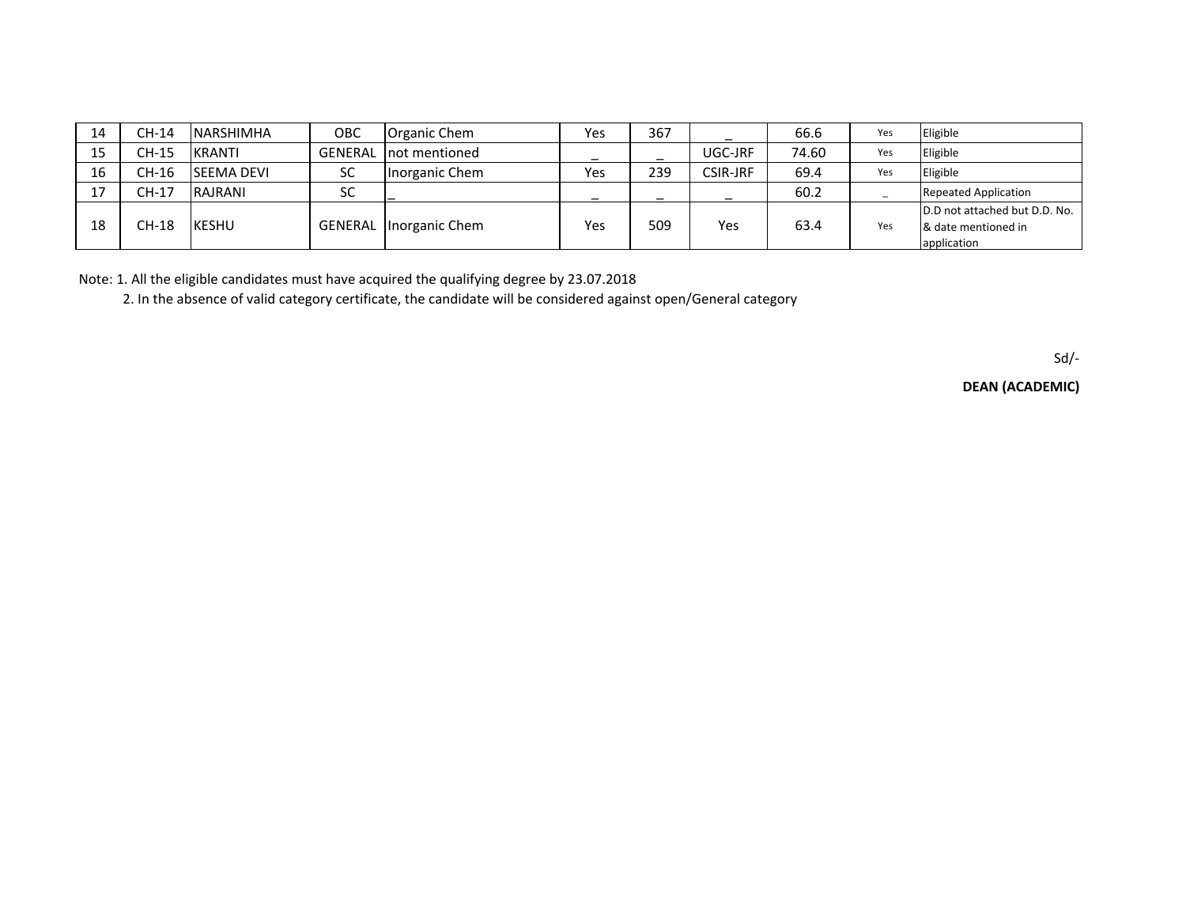| | | | | | | | | | | |
|---|---|---|---|---|---|---|---|---|---|---|
| 14 | CH-14 | NARSHIMHA | OBC | Organic Chem | Yes | 367 | _ | 66.6 | Yes | Eligible |
| 15 | CH-15 | KRANTI | GENERAL | not mentioned | _ | _ | UGC-JRF | 74.60 | Yes | Eligible |
| 16 | CH-16 | SEEMA DEVI | SC | Inorganic Chem | Yes | 239 | CSIR-JRF | 69.4 | Yes | Eligible |
| 17 | CH-17 | RAJRANI | SC | _ | _ | _ | _ | 60.2 | _ | Repeated Application |
| 18 | CH-18 | KESHU | GENERAL | Inorganic Chem | Yes | 509 | Yes | 63.4 | Yes | D.D not attached but D.D. No. & date mentioned in application |

Note: 1. All the eligible candidates must have acquired the qualifying degree by 23.07.2018

2. In the absence of valid category certificate, the candidate will be considered against open/General category

Sd/-

**DEAN (ACADEMIC)**